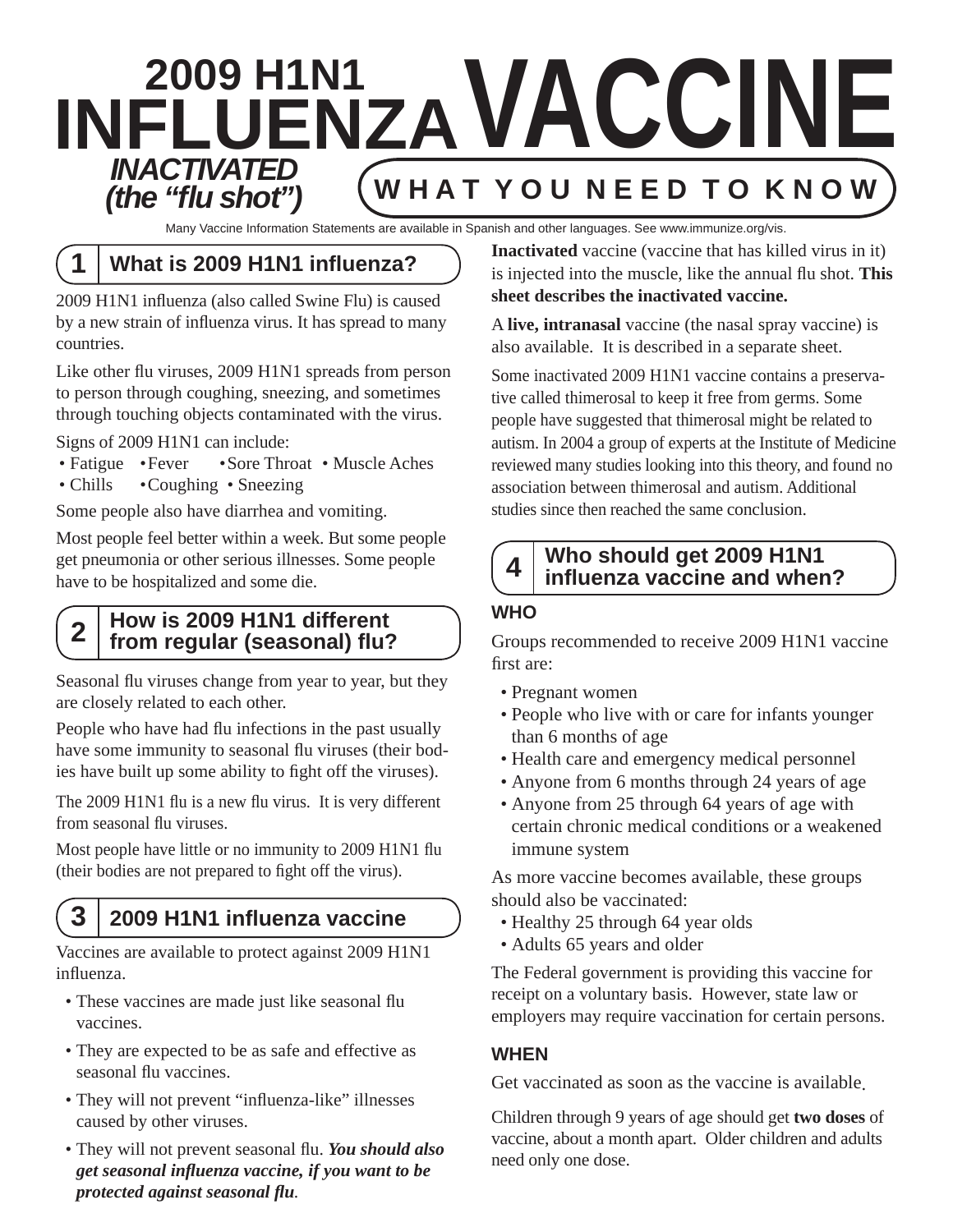# 2009 H1N1 INFLUENZA VACCINE

***INACTIVATED (the "flu shot")***

**WHAT YOU NEED TO KNOW**

Many Vaccine Information Statements are available in Spanish and other languages. See www.immunize.org/vis.

## 1 What is 2009 H1N1 influenza?

2009 H1N1 influenza (also called Swine Flu) is caused by a new strain of influenza virus. It has spread to many countries.

Like other flu viruses, 2009 H1N1 spreads from person to person through coughing, sneezing, and sometimes through touching objects contaminated with the virus.

Signs of 2009 H1N1 can include:

- Fatigue
- Fever
- Sore Throat
- Muscle Aches
- Chills
- Coughing
- Sneezing

Some people also have diarrhea and vomiting.

Most people feel better within a week. But some people get pneumonia or other serious illnesses. Some people have to be hospitalized and some die.

## 2 How is 2009 H1N1 different from regular (seasonal) flu?

Seasonal flu viruses change from year to year, but they are closely related to each other.

People who have had flu infections in the past usually have some immunity to seasonal flu viruses (their bodies have built up some ability to fight off the viruses).

The 2009 H1N1 flu is a new flu virus. It is very different from seasonal flu viruses.

Most people have little or no immunity to 2009 H1N1 flu (their bodies are not prepared to fight off the virus).

## 3 2009 H1N1 influenza vaccine

Vaccines are available to protect against 2009 H1N1 influenza.

- These vaccines are made just like seasonal flu vaccines.
- They are expected to be as safe and effective as seasonal flu vaccines.
- They will not prevent "influenza-like" illnesses caused by other viruses.
- They will not prevent seasonal flu. ***You should also get seasonal influenza vaccine, if you want to be protected against seasonal flu.***

**Inactivated** vaccine (vaccine that has killed virus in it) is injected into the muscle, like the annual flu shot. **This sheet describes the inactivated vaccine.**

A **live, intranasal** vaccine (the nasal spray vaccine) is also available. It is described in a separate sheet.

Some inactivated 2009 H1N1 vaccine contains a preservative called thimerosal to keep it free from germs. Some people have suggested that thimerosal might be related to autism. In 2004 a group of experts at the Institute of Medicine reviewed many studies looking into this theory, and found no association between thimerosal and autism. Additional studies since then reached the same conclusion.

## 4 Who should get 2009 H1N1 influenza vaccine and when?

### WHO

Groups recommended to receive 2009 H1N1 vaccine first are:

- Pregnant women
- People who live with or care for infants younger than 6 months of age
- Health care and emergency medical personnel
- Anyone from 6 months through 24 years of age
- Anyone from 25 through 64 years of age with certain chronic medical conditions or a weakened immune system

As more vaccine becomes available, these groups should also be vaccinated:

- Healthy 25 through 64 year olds
- Adults 65 years and older

The Federal government is providing this vaccine for receipt on a voluntary basis. However, state law or employers may require vaccination for certain persons.

### WHEN

Get vaccinated as soon as the vaccine is available.

Children through 9 years of age should get **two doses** of vaccine, about a month apart. Older children and adults need only one dose.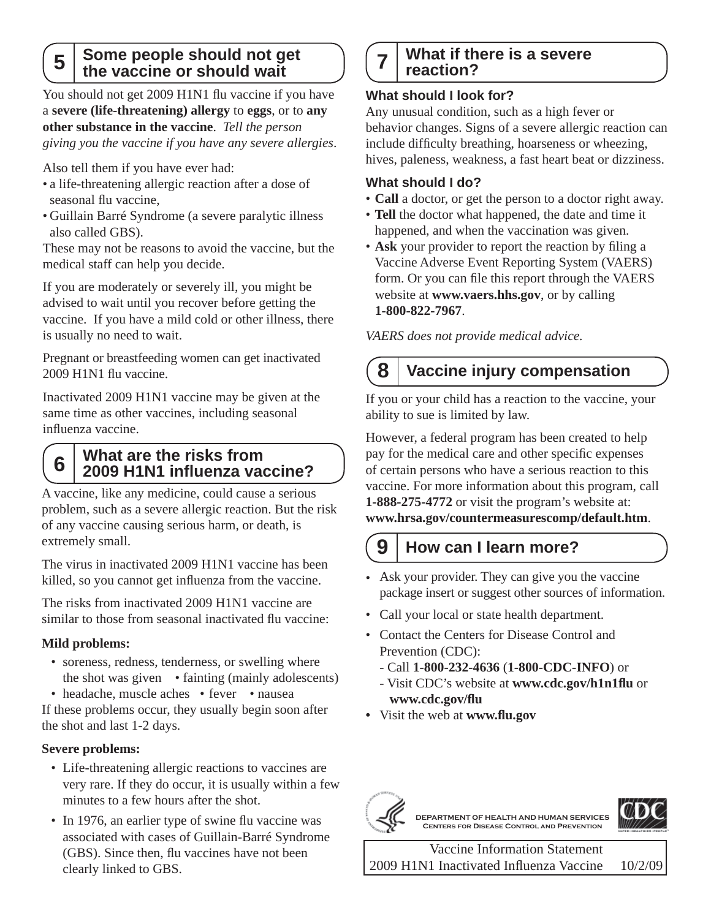## 5 Some people should not get the vaccine or should wait

You should not get 2009 H1N1 flu vaccine if you have a **severe (life-threatening) allergy** to **eggs**, or to **any other substance in the vaccine**. *Tell the person giving you the vaccine if you have any severe allergies*.

Also tell them if you have ever had:

- a life-threatening allergic reaction after a dose of seasonal flu vaccine,
- Guillain Barré Syndrome (a severe paralytic illness also called GBS).

These may not be reasons to avoid the vaccine, but the medical staff can help you decide.

If you are moderately or severely ill, you might be advised to wait until you recover before getting the vaccine. If you have a mild cold or other illness, there is usually no need to wait.

Pregnant or breastfeeding women can get inactivated 2009 H1N1 flu vaccine.

Inactivated 2009 H1N1 vaccine may be given at the same time as other vaccines, including seasonal influenza vaccine.

## 6 What are the risks from 2009 H1N1 influenza vaccine?

A vaccine, like any medicine, could cause a serious problem, such as a severe allergic reaction. But the risk of any vaccine causing serious harm, or death, is extremely small.

The virus in inactivated 2009 H1N1 vaccine has been killed, so you cannot get influenza from the vaccine.

The risks from inactivated 2009 H1N1 vaccine are similar to those from seasonal inactivated flu vaccine:

**Mild problems:**

- soreness, redness, tenderness, or swelling where the shot was given
- fainting (mainly adolescents)
- headache, muscle aches
- fever
- nausea

If these problems occur, they usually begin soon after the shot and last 1-2 days.

**Severe problems:**

- Life-threatening allergic reactions to vaccines are very rare. If they do occur, it is usually within a few minutes to a few hours after the shot.
- In 1976, an earlier type of swine flu vaccine was associated with cases of Guillain-Barré Syndrome (GBS). Since then, flu vaccines have not been clearly linked to GBS.

## 7 What if there is a severe reaction?

### What should I look for?

Any unusual condition, such as a high fever or behavior changes. Signs of a severe allergic reaction can include difficulty breathing, hoarseness or wheezing, hives, paleness, weakness, a fast heart beat or dizziness.

### What should I do?

- **Call** a doctor, or get the person to a doctor right away.
- **Tell** the doctor what happened, the date and time it happened, and when the vaccination was given.
- **Ask** your provider to report the reaction by filing a Vaccine Adverse Event Reporting System (VAERS) form. Or you can file this report through the VAERS website at **www.vaers.hhs.gov**, or by calling **1-800-822-7967**.

*VAERS does not provide medical advice.*

## 8 Vaccine injury compensation

If you or your child has a reaction to the vaccine, your ability to sue is limited by law.

However, a federal program has been created to help pay for the medical care and other specific expenses of certain persons who have a serious reaction to this vaccine. For more information about this program, call **1-888-275-4772** or visit the program's website at: **www.hrsa.gov/countermeasurescomp/default.htm**.

## 9 How can I learn more?

- Ask your provider. They can give you the vaccine package insert or suggest other sources of information.
- Call your local or state health department.
- Contact the Centers for Disease Control and Prevention (CDC):
  - Call **1-800-232-4636** (**1-800-CDC-INFO**) or
  - Visit CDC's website at **www.cdc.gov/h1n1flu** or **www.cdc.gov/flu**
- Visit the web at **www.flu.gov**

DEPARTMENT OF HEALTH AND HUMAN SERVICES
Centers for Disease Control and Prevention

Vaccine Information Statement
2009 H1N1 Inactivated Influenza Vaccine 10/2/09